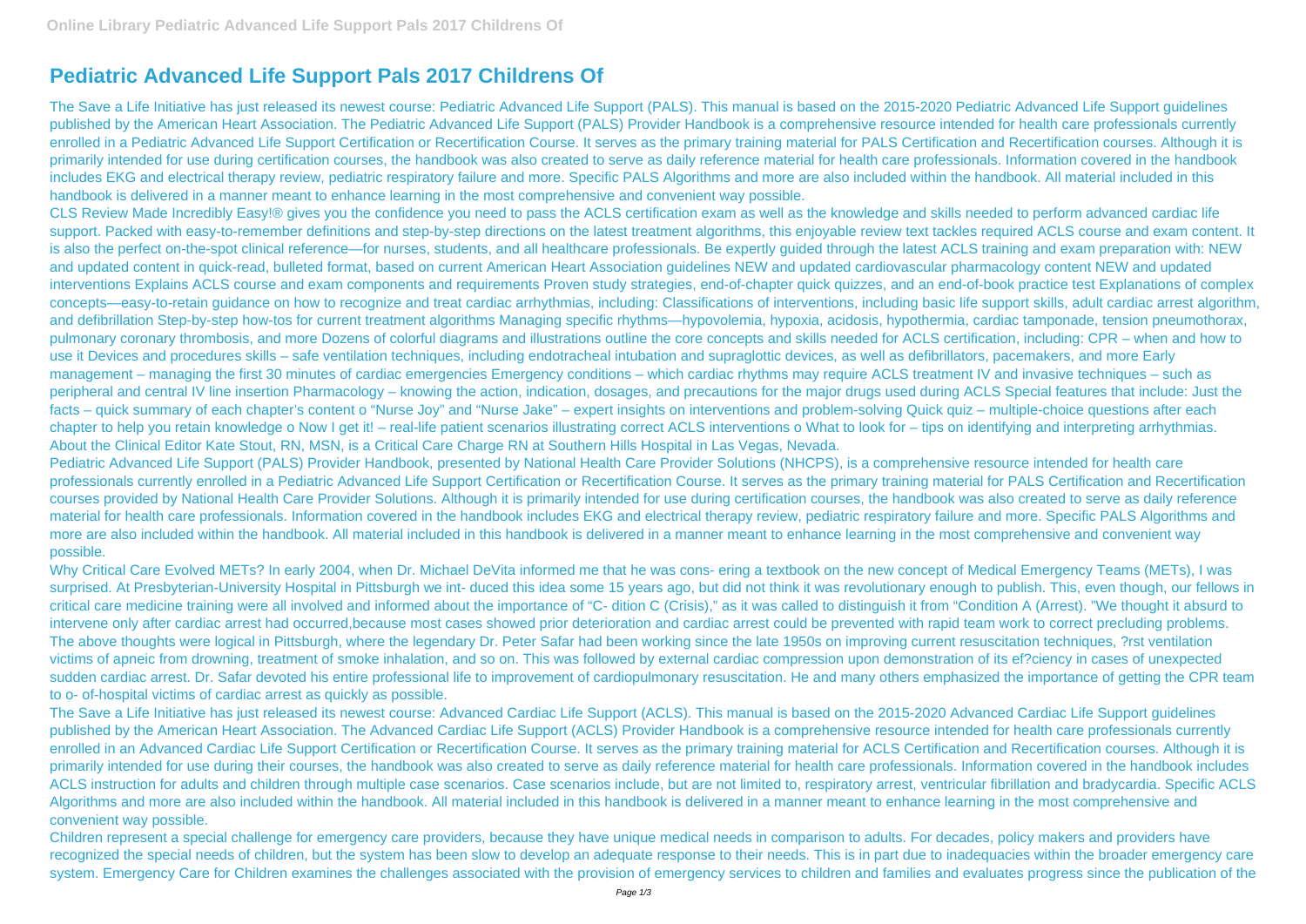# Pediatric Advanced Life Support Pals 2017 Childrens Of

The Save a Life Initiative has just released its newest course: Pediatric Advanced Life Support (PALS). This manual is based on the 2015-2020 Pediatric Advanced Life Support guidelines published by the American Heart Association. The Pediatric Advanced Life Support (PALS) Provider Handbook is a comprehensive resource intended for health care professionals currently enrolled in a Pediatric Advanced Life Support Certification or Recertification Course. It serves as the primary training material for PALS Certification and Recertification courses. Although it is primarily intended for use during certification courses, the handbook was also created to serve as daily reference material for health care professionals. Information covered in the handbook includes EKG and electrical therapy review, pediatric respiratory failure and more. Specific PALS Algorithms and more are also included within the handbook. All material included in this handbook is delivered in a manner meant to enhance learning in the most comprehensive and convenient way possible.

CLS Review Made Incredibly Easy!® gives you the confidence you need to pass the ACLS certification exam as well as the knowledge and skills needed to perform advanced cardiac life support. Packed with easy-to-remember definitions and step-by-step directions on the latest treatment algorithms, this enjoyable review text tackles required ACLS course and exam content. It is also the perfect on-the-spot clinical reference—for nurses, students, and all healthcare professionals. Be expertly guided through the latest ACLS training and exam preparation with: NEW and updated content in quick-read, bulleted format, based on current American Heart Association guidelines NEW and updated cardiovascular pharmacology content NEW and updated interventions Explains ACLS course and exam components and requirements Proven study strategies, end-of-chapter quick quizzes, and an end-of-book practice test Explanations of complex concepts—easy-to-retain guidance on how to recognize and treat cardiac arrhythmias, including: Classifications of interventions, including basic life support skills, adult cardiac arrest algorithm, and defibrillation Step-by-step how-tos for current treatment algorithms Managing specific rhythms—hypovolemia, hypoxia, acidosis, hypothermia, cardiac tamponade, tension pneumothorax, pulmonary coronary thrombosis, and more Dozens of colorful diagrams and illustrations outline the core concepts and skills needed for ACLS certification, including: CPR – when and how to use it Devices and procedures skills – safe ventilation techniques, including endotracheal intubation and supraglottic devices, as well as defibrillators, pacemakers, and more Early management – managing the first 30 minutes of cardiac emergencies Emergency conditions – which cardiac rhythms may require ACLS treatment IV and invasive techniques – such as peripheral and central IV line insertion Pharmacology – knowing the action, indication, dosages, and precautions for the major drugs used during ACLS Special features that include: Just the facts – quick summary of each chapter's content o "Nurse Joy" and "Nurse Jake" – expert insights on interventions and problem-solving Quick quiz – multiple-choice questions after each chapter to help you retain knowledge o Now I get it! – real-life patient scenarios illustrating correct ACLS interventions o What to look for – tips on identifying and interpreting arrhythmias. About the Clinical Editor Kate Stout, RN, MSN, is a Critical Care Charge RN at Southern Hills Hospital in Las Vegas, Nevada.

Pediatric Advanced Life Support (PALS) Provider Handbook, presented by National Health Care Provider Solutions (NHCPS), is a comprehensive resource intended for health care professionals currently enrolled in a Pediatric Advanced Life Support Certification or Recertification Course. It serves as the primary training material for PALS Certification and Recertification courses provided by National Health Care Provider Solutions. Although it is primarily intended for use during certification courses, the handbook was also created to serve as daily reference material for health care professionals. Information covered in the handbook includes EKG and electrical therapy review, pediatric respiratory failure and more. Specific PALS Algorithms and more are also included within the handbook. All material included in this handbook is delivered in a manner meant to enhance learning in the most comprehensive and convenient way possible.

Why Critical Care Evolved METs? In early 2004, when Dr. Michael DeVita informed me that he was cons- ering a textbook on the new concept of Medical Emergency Teams (METs), I was surprised. At Presbyterian-University Hospital in Pittsburgh we int- duced this idea some 15 years ago, but did not think it was revolutionary enough to publish. This, even though, our fellows in critical care medicine training were all involved and informed about the importance of "C- dition C (Crisis)," as it was called to distinguish it from "Condition A (Arrest). "We thought it absurd to intervene only after cardiac arrest had occurred,because most cases showed prior deterioration and cardiac arrest could be prevented with rapid team work to correct precluding problems. The above thoughts were logical in Pittsburgh, where the legendary Dr. Peter Safar had been working since the late 1950s on improving current resuscitation techniques, ?rst ventilation victims of apneic from drowning, treatment of smoke inhalation, and so on. This was followed by external cardiac compression upon demonstration of its ef?ciency in cases of unexpected sudden cardiac arrest. Dr. Safar devoted his entire professional life to improvement of cardiopulmonary resuscitation. He and many others emphasized the importance of getting the CPR team to o- of-hospital victims of cardiac arrest as quickly as possible.

The Save a Life Initiative has just released its newest course: Advanced Cardiac Life Support (ACLS). This manual is based on the 2015-2020 Advanced Cardiac Life Support guidelines published by the American Heart Association. The Advanced Cardiac Life Support (ACLS) Provider Handbook is a comprehensive resource intended for health care professionals currently enrolled in an Advanced Cardiac Life Support Certification or Recertification Course. It serves as the primary training material for ACLS Certification and Recertification courses. Although it is primarily intended for use during their courses, the handbook was also created to serve as daily reference material for health care professionals. Information covered in the handbook includes ACLS instruction for adults and children through multiple case scenarios. Case scenarios include, but are not limited to, respiratory arrest, ventricular fibrillation and bradycardia. Specific ACLS Algorithms and more are also included within the handbook. All material included in this handbook is delivered in a manner meant to enhance learning in the most comprehensive and convenient way possible.

Children represent a special challenge for emergency care providers, because they have unique medical needs in comparison to adults. For decades, policy makers and providers have recognized the special needs of children, but the system has been slow to develop an adequate response to their needs. This is in part due to inadequacies within the broader emergency care system. Emergency Care for Children examines the challenges associated with the provision of emergency services to children and families and evaluates progress since the publication of the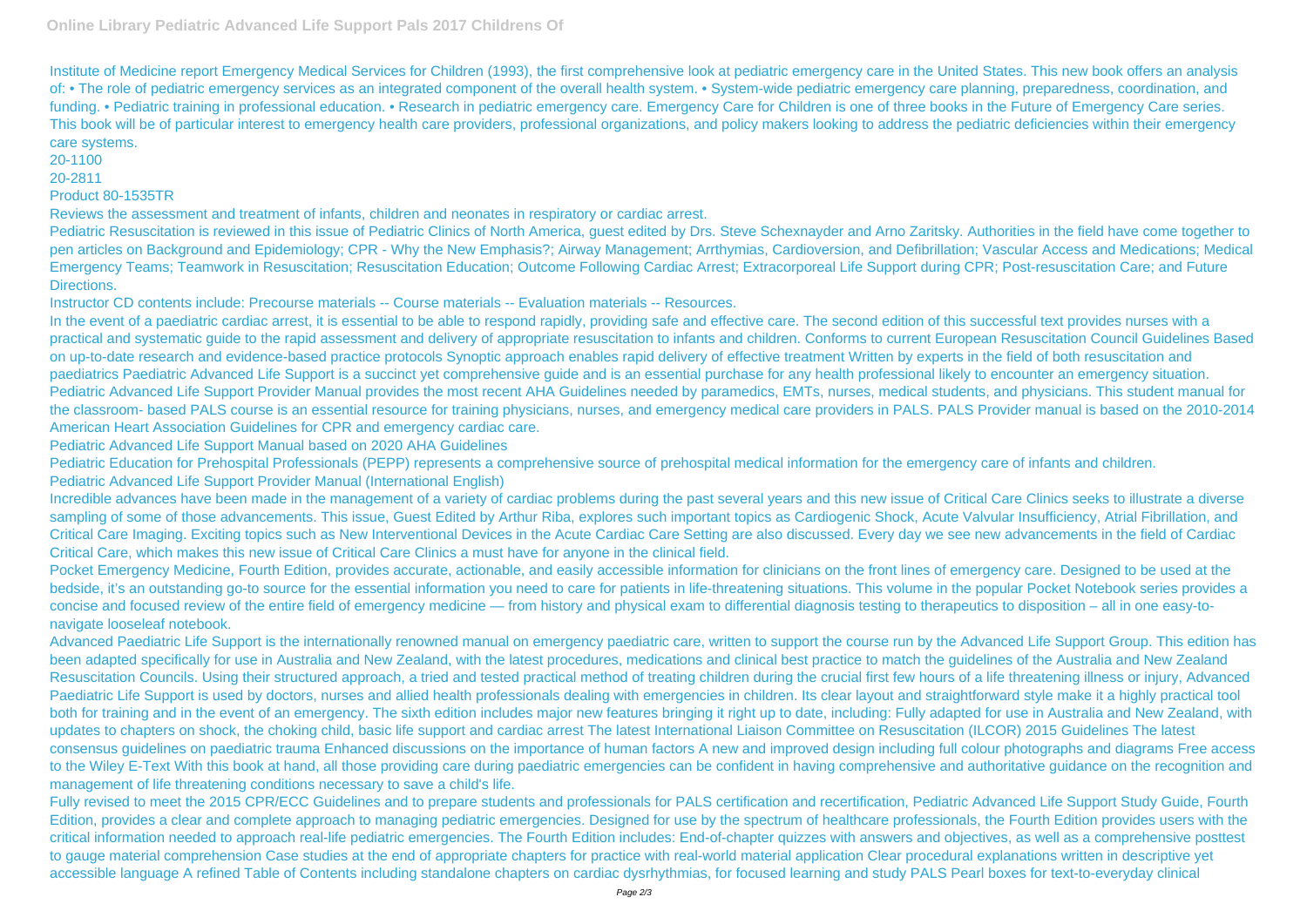Institute of Medicine report Emergency Medical Services for Children (1993), the first comprehensive look at pediatric emergency care in the United States. This new book offers an analysis of: • The role of pediatric emergency services as an integrated component of the overall health system. • System-wide pediatric emergency care planning, preparedness, coordination, and funding. • Pediatric training in professional education. • Research in pediatric emergency care. Emergency Care for Children is one of three books in the Future of Emergency Care series. This book will be of particular interest to emergency health care providers, professional organizations, and policy makers looking to address the pediatric deficiencies within their emergency care systems.

20-1100

20-2811

Product 80-1535TR

Reviews the assessment and treatment of infants, children and neonates in respiratory or cardiac arrest.

Pediatric Resuscitation is reviewed in this issue of Pediatric Clinics of North America, guest edited by Drs. Steve Schexnayder and Arno Zaritsky. Authorities in the field have come together to pen articles on Background and Epidemiology; CPR - Why the New Emphasis?; Airway Management; Arrthymias, Cardioversion, and Defibrillation; Vascular Access and Medications; Medical Emergency Teams; Teamwork in Resuscitation; Resuscitation Education; Outcome Following Cardiac Arrest; Extracorporeal Life Support during CPR; Post-resuscitation Care; and Future Directions.

Instructor CD contents include: Precourse materials -- Course materials -- Evaluation materials -- Resources.

In the event of a paediatric cardiac arrest, it is essential to be able to respond rapidly, providing safe and effective care. The second edition of this successful text provides nurses with a practical and systematic guide to the rapid assessment and delivery of appropriate resuscitation to infants and children. Conforms to current European Resuscitation Council Guidelines Based on up-to-date research and evidence-based practice protocols Synoptic approach enables rapid delivery of effective treatment Written by experts in the field of both resuscitation and paediatrics Paediatric Advanced Life Support is a succinct yet comprehensive guide and is an essential purchase for any health professional likely to encounter an emergency situation.

Pediatric Advanced Life Support Provider Manual provides the most recent AHA Guidelines needed by paramedics, EMTs, nurses, medical students, and physicians. This student manual for the classroom- based PALS course is an essential resource for training physicians, nurses, and emergency medical care providers in PALS. PALS Provider manual is based on the 2010-2014 American Heart Association Guidelines for CPR and emergency cardiac care.

Pediatric Advanced Life Support Manual based on 2020 AHA Guidelines

Pediatric Education for Prehospital Professionals (PEPP) represents a comprehensive source of prehospital medical information for the emergency care of infants and children.

Pediatric Advanced Life Support Provider Manual (International English)

Incredible advances have been made in the management of a variety of cardiac problems during the past several years and this new issue of Critical Care Clinics seeks to illustrate a diverse sampling of some of those advancements. This issue, Guest Edited by Arthur Riba, explores such important topics as Cardiogenic Shock, Acute Valvular Insufficiency, Atrial Fibrillation, and Critical Care Imaging. Exciting topics such as New Interventional Devices in the Acute Cardiac Care Setting are also discussed. Every day we see new advancements in the field of Cardiac Critical Care, which makes this new issue of Critical Care Clinics a must have for anyone in the clinical field.

Pocket Emergency Medicine, Fourth Edition, provides accurate, actionable, and easily accessible information for clinicians on the front lines of emergency care. Designed to be used at the bedside, it's an outstanding go-to source for the essential information you need to care for patients in life-threatening situations. This volume in the popular Pocket Notebook series provides a concise and focused review of the entire field of emergency medicine — from history and physical exam to differential diagnosis testing to therapeutics to disposition – all in one easy-to-navigate looseleaf notebook.

Advanced Paediatric Life Support is the internationally renowned manual on emergency paediatric care, written to support the course run by the Advanced Life Support Group. This edition has been adapted specifically for use in Australia and New Zealand, with the latest procedures, medications and clinical best practice to match the guidelines of the Australia and New Zealand Resuscitation Councils. Using their structured approach, a tried and tested practical method of treating children during the crucial first few hours of a life threatening illness or injury, Advanced Paediatric Life Support is used by doctors, nurses and allied health professionals dealing with emergencies in children. Its clear layout and straightforward style make it a highly practical tool both for training and in the event of an emergency. The sixth edition includes major new features bringing it right up to date, including: Fully adapted for use in Australia and New Zealand, with updates to chapters on shock, the choking child, basic life support and cardiac arrest The latest International Liaison Committee on Resuscitation (ILCOR) 2015 Guidelines The latest consensus guidelines on paediatric trauma Enhanced discussions on the importance of human factors A new and improved design including full colour photographs and diagrams Free access to the Wiley E-Text With this book at hand, all those providing care during paediatric emergencies can be confident in having comprehensive and authoritative guidance on the recognition and management of life threatening conditions necessary to save a child's life.

Fully revised to meet the 2015 CPR/ECC Guidelines and to prepare students and professionals for PALS certification and recertification, Pediatric Advanced Life Support Study Guide, Fourth Edition, provides a clear and complete approach to managing pediatric emergencies. Designed for use by the spectrum of healthcare professionals, the Fourth Edition provides users with the critical information needed to approach real-life pediatric emergencies. The Fourth Edition includes: End-of-chapter quizzes with answers and objectives, as well as a comprehensive posttest to gauge material comprehension Case studies at the end of appropriate chapters for practice with real-world material application Clear procedural explanations written in descriptive yet accessible language A refined Table of Contents including standalone chapters on cardiac dysrhythmias, for focused learning and study PALS Pearl boxes for text-to-everyday clinical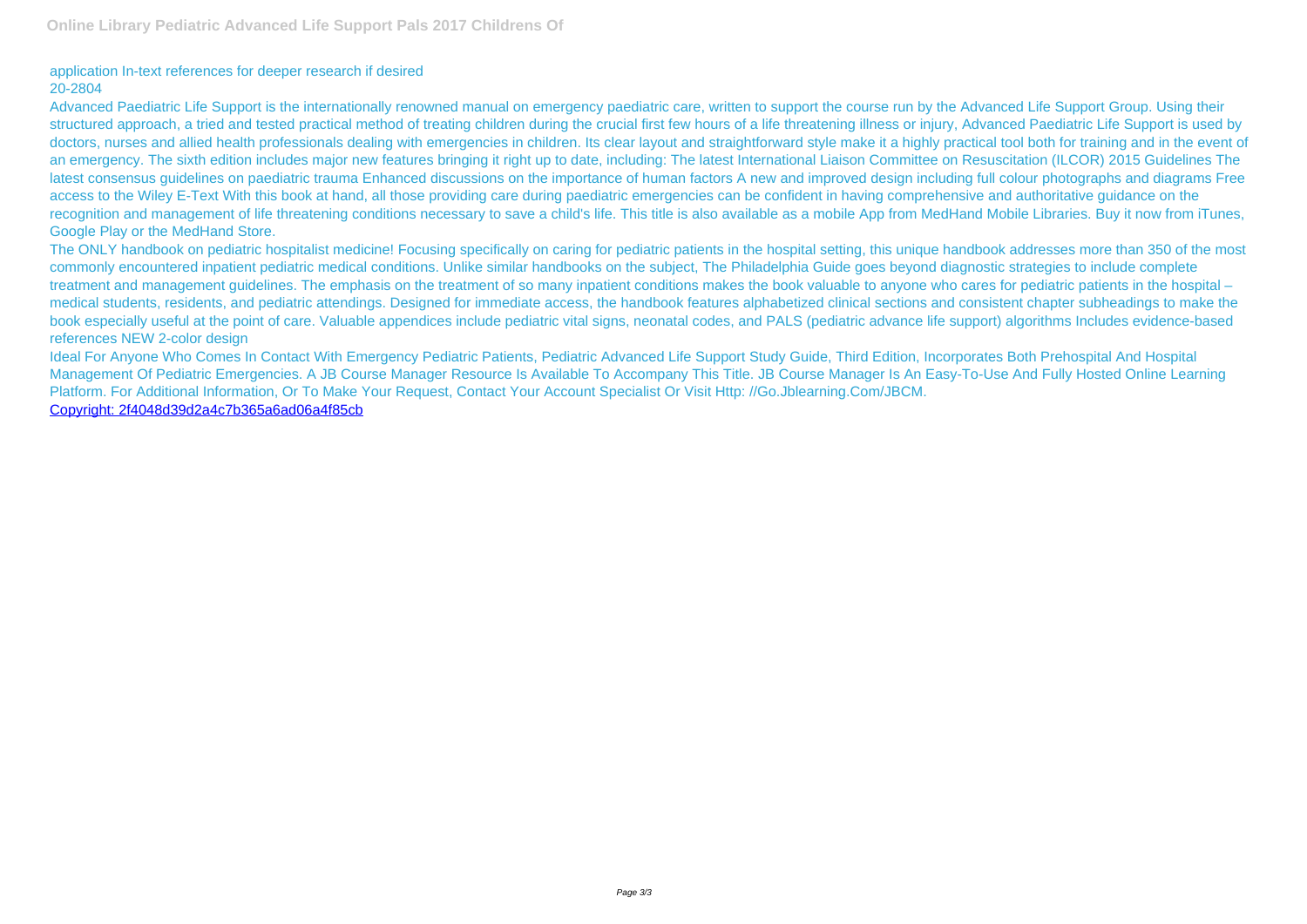application In-text references for deeper research if desired
20-2804

Advanced Paediatric Life Support is the internationally renowned manual on emergency paediatric care, written to support the course run by the Advanced Life Support Group. Using their structured approach, a tried and tested practical method of treating children during the crucial first few hours of a life threatening illness or injury, Advanced Paediatric Life Support is used by doctors, nurses and allied health professionals dealing with emergencies in children. Its clear layout and straightforward style make it a highly practical tool both for training and in the event of an emergency. The sixth edition includes major new features bringing it right up to date, including: The latest International Liaison Committee on Resuscitation (ILCOR) 2015 Guidelines The latest consensus guidelines on paediatric trauma Enhanced discussions on the importance of human factors A new and improved design including full colour photographs and diagrams Free access to the Wiley E-Text With this book at hand, all those providing care during paediatric emergencies can be confident in having comprehensive and authoritative guidance on the recognition and management of life threatening conditions necessary to save a child's life. This title is also available as a mobile App from MedHand Mobile Libraries. Buy it now from iTunes, Google Play or the MedHand Store.

The ONLY handbook on pediatric hospitalist medicine! Focusing specifically on caring for pediatric patients in the hospital setting, this unique handbook addresses more than 350 of the most commonly encountered inpatient pediatric medical conditions. Unlike similar handbooks on the subject, The Philadelphia Guide goes beyond diagnostic strategies to include complete treatment and management guidelines. The emphasis on the treatment of so many inpatient conditions makes the book valuable to anyone who cares for pediatric patients in the hospital – medical students, residents, and pediatric attendings. Designed for immediate access, the handbook features alphabetized clinical sections and consistent chapter subheadings to make the book especially useful at the point of care. Valuable appendices include pediatric vital signs, neonatal codes, and PALS (pediatric advance life support) algorithms Includes evidence-based references NEW 2-color design

Ideal For Anyone Who Comes In Contact With Emergency Pediatric Patients, Pediatric Advanced Life Support Study Guide, Third Edition, Incorporates Both Prehospital And Hospital Management Of Pediatric Emergencies. A JB Course Manager Resource Is Available To Accompany This Title. JB Course Manager Is An Easy-To-Use And Fully Hosted Online Learning Platform. For Additional Information, Or To Make Your Request, Contact Your Account Specialist Or Visit Http: //Go.Jblearning.Com/JBCM.

Copyright: 2f4048d39d2a4c7b365a6ad06a4f85cb